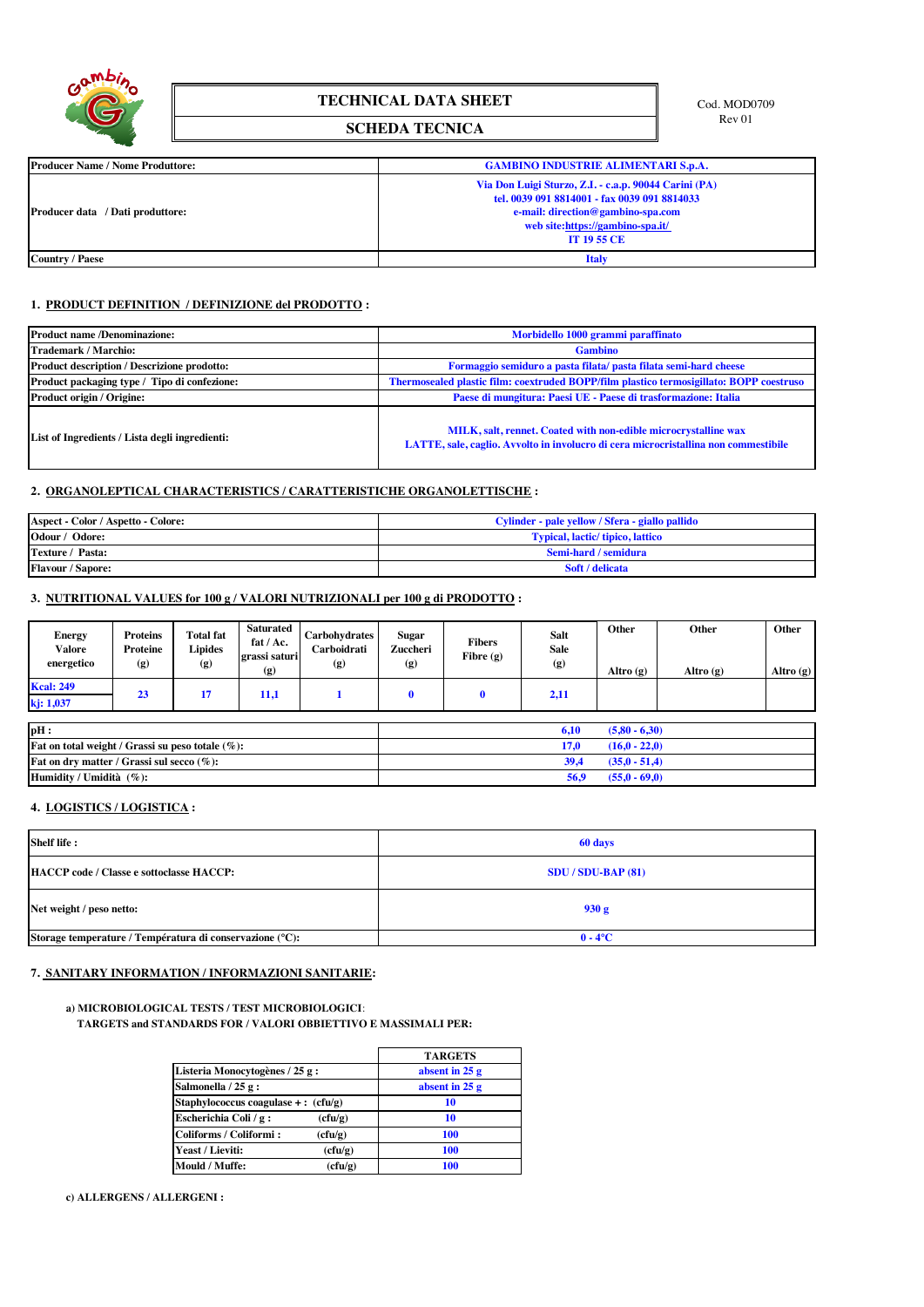# TECHNICAL DATA SHEET

## SCHEDA TECNICA

Cod. MOD0709
Rev 01

| Producer Name / Nome Produttore: | GAMBINO INDUSTRIE ALIMENTARI S.p.A. |
|---|---|
| Producer data / Dati produttore: | Via Don Luigi Sturzo, Z.I. - c.a.p. 90044 Carini (PA)<br>tel. 0039 091 8814001 - fax 0039 091 8814033<br>e-mail: direction@gambino-spa.com<br>web site:https://gambino-spa.it/<br>IT 19 55 CE |
| Country / Paese | Italy |

### 1. PRODUCT DEFINITION / DEFINIZIONE del PRODOTTO :

| Product name /Denominazione: | Morbidello 1000 grammi paraffinato |
|---|---|
| Trademark / Marchio: | Gambino |
| Product description / Descrizione prodotto: | Formaggio semiduro a pasta filata/ pasta filata semi-hard cheese |
| Product packaging type / Tipo di confezione: | Thermosealed plastic film: coextruded BOPP/film plastico termosigillato: BOPP coestruso |
| Product origin / Origine: | Paese di mungitura: Paesi UE - Paese di trasformazione: Italia |
| List of Ingredients / Lista degli ingredienti: | MILK, salt, rennet. Coated with non-edible microcrystalline wax<br>LATTE, sale, caglio. Avvolto in involucro di cera microcristallina non commestibile |

### 2. ORGANOLEPTICAL CHARACTERISTICS / CARATTERISTICHE ORGANOLETTISCHE :

| Aspect - Color / Aspetto - Colore: | Cylinder - pale yellow / Sfera - giallo pallido |
|---|---|
| Odour / Odore: | Typical, lactic/ tipico, lattico |
| Texture / Pasta: | Semi-hard / semidura |
| Flavour / Sapore: | Soft / delicata |

### 3. NUTRITIONAL VALUES for 100 g / VALORI NUTRIZIONALI per 100 g di PRODOTTO :

| Energy Valore energetico | Proteins Proteine (g) | Total fat Lipides (g) | Saturated fat / Ac. grassi saturi (g) | Carbohydrates Carboidrati (g) | Sugar Zuccheri (g) | Fibers Fibre (g) | Salt Sale (g) | Other Altro (g) | Other Altro (g) | Other Altro (g) |
|---|---|---|---|---|---|---|---|---|---|---|
| Kcal: 249<br>kj: 1,037 | 23 | 17 | 11,1 | 1 | 0 | 0 | 2,11 | | | |

| pH : | 6,10 (5,80 - 6,30) |
|---|---|
| Fat on total weight / Grassi su peso totale (%): | 17,0 (16,0 - 22,0) |
| Fat on dry matter / Grassi sul secco (%): | 39,4 (35,0 - 51,4) |
| Humidity / Umidità (%): | 56,9 (55,0 - 69,0) |

### 4. LOGISTICS / LOGISTICA :

| Shelf life : | 60 days |
|---|---|
| HACCP code / Classe e sottoclasse HACCP: | SDU / SDU-BAP (81) |
| Net weight / peso netto: | 930 g |
| Storage temperature / Température di conservazione (°C): | 0 - 4°C |

### 7. SANITARY INFORMATION / INFORMAZIONI SANITARIE:

**a) MICROBIOLOGICAL TESTS / TEST MICROBIOLOGICI:**
**TARGETS and STANDARDS FOR / VALORI OBBIETTIVO E MASSIMALI PER:**

| | TARGETS |
|---|---|
| Listeria Monocytogènes / 25 g : | absent in 25 g |
| Salmonella / 25 g : | absent in 25 g |
| Staphylococcus coagulase + : (cfu/g) | 10 |
| Escherichia Coli / g : (cfu/g) | 10 |
| Coliforms / Coliformi : (cfu/g) | 100 |
| Yeast / Lieviti: (cfu/g) | 100 |
| Mould / Muffe: (cfu/g) | 100 |

**c) ALLERGENS / ALLERGENI :**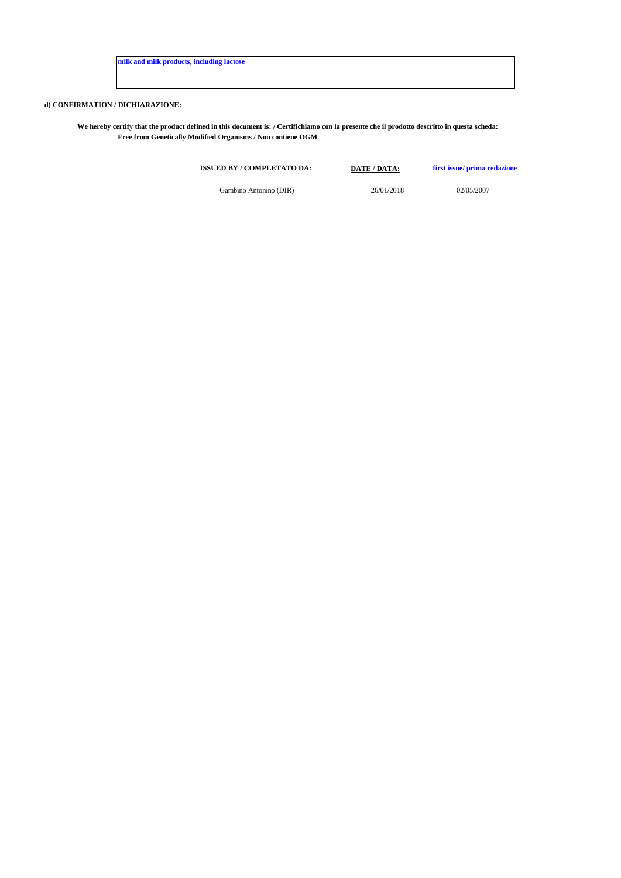**milk and milk products, including lactose**

**d) CONFIRMATION / DICHIARAZIONE:**

**We hereby certify that the product defined in this document is: / Certifichiamo con la presente che il prodotto descritto in questa scheda:**
**Free from Genetically Modified Organisms / Non contiene OGM**

| ISSUED BY / COMPLETATO DA: | DATE / DATA: | first issue/ prima redazione |
|---|---|---|
| Gambino Antonino (DIR) | 26/01/2018 | 02/05/2007 |